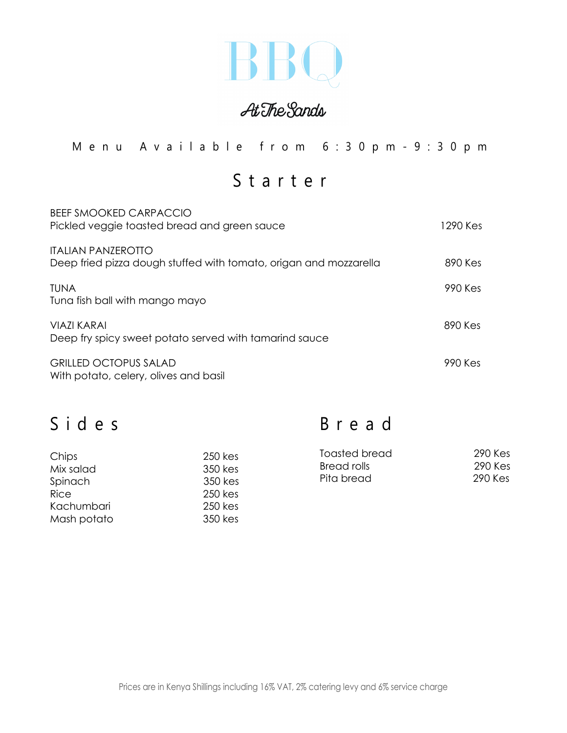# BBQ

## At The Sands

Menu Available from 6:30pm - 9:30pm

## Starter

BEEF SMOOKED CARPACCIO
Pickled veggie toasted bread and green sauce — 1290 Kes

ITALIAN PANZEROTTO
Deep fried pizza dough stuffed with tomato, origan and mozzarella — 890 Kes

TUNA
Tuna fish ball with mango mayo — 990 Kes

VIAZI KARAI
Deep fry spicy sweet potato served with tamarind sauce — 890 Kes

GRILLED OCTOPUS SALAD
With potato, celery, olives and basil — 990 Kes

## Sides

| Item | Price |
|---|---|
| Chips | 250 kes |
| Mix salad | 350 kes |
| Spinach | 350 kes |
| Rice | 250 kes |
| Kachumbari | 250 kes |
| Mash potato | 350 kes |

## Bread

| Item | Price |
|---|---|
| Toasted bread | 290 Kes |
| Bread rolls | 290 Kes |
| Pita bread | 290 Kes |

Prices are in Kenya Shillings including 16% VAT, 2% catering levy and 6% service charge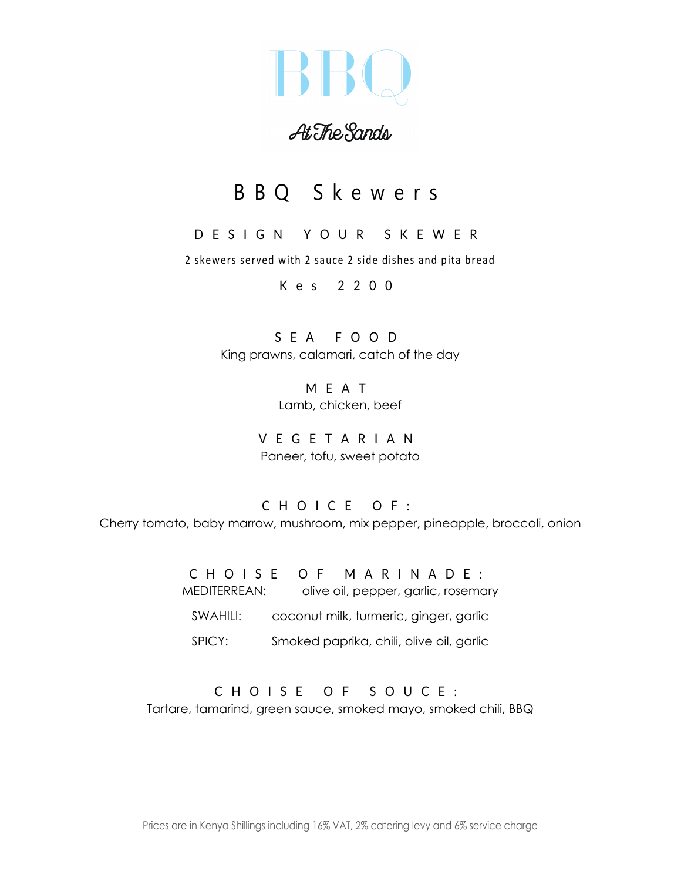# BBQ

At The Sands

## BBQ Skewers

### DESIGN YOUR SKEWER

2 skewers served with 2 sauce 2 side dishes and pita bread

Kes 2200

**SEA FOOD**

King prawns, calamari, catch of the day

**MEAT**

Lamb, chicken, beef

**VEGETARIAN**

Paneer, tofu, sweet potato

**CHOICE OF:**

Cherry tomato, baby marrow, mushroom, mix pepper, pineapple, broccoli, onion

**CHOISE OF MARINADE:**

| | |
|---|---|
| MEDITERREAN: | olive oil, pepper, garlic, rosemary |
| SWAHILI: | coconut milk, turmeric, ginger, garlic |
| SPICY: | Smoked paprika, chili, olive oil, garlic |

**CHOISE OF SOUCE:**

Tartare, tamarind, green sauce, smoked mayo, smoked chili, BBQ

Prices are in Kenya Shillings including 16% VAT, 2% catering levy and 6% service charge